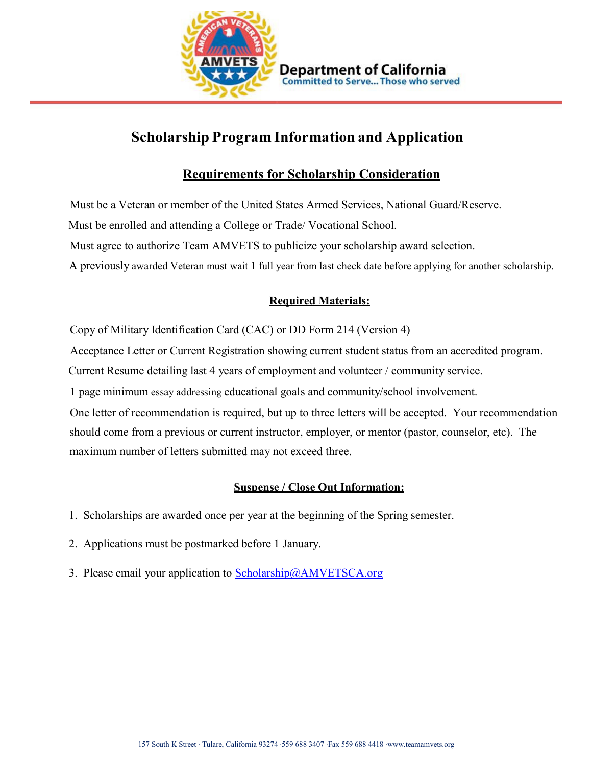Department of California
Committed to Serve... Those who served

# Scholarship Program Information and Application

## Requirements for Scholarship Consideration

Must be a Veteran or member of the United States Armed Services, National Guard/Reserve.

Must be enrolled and attending a College or Trade/ Vocational School.

Must agree to authorize Team AMVETS to publicize your scholarship award selection.

A previously awarded Veteran must wait 1 full year from last check date before applying for another scholarship.

## Required Materials:

Copy of Military Identification Card (CAC) or DD Form 214 (Version 4)

Acceptance Letter or Current Registration showing current student status from an accredited program.

Current Resume detailing last 4 years of employment and volunteer / community service.

1 page minimum essay addressing educational goals and community/school involvement.

One letter of recommendation is required, but up to three letters will be accepted. Your recommendation should come from a previous or current instructor, employer, or mentor (pastor, counselor, etc). The maximum number of letters submitted may not exceed three.

## Suspense / Close Out Information:

1. Scholarships are awarded once per year at the beginning of the Spring semester.
2. Applications must be postmarked before 1 January.
3. Please email your application to Scholarship@AMVETSCA.org

157 South K Street · Tulare, California 93274 ·559 688 3407 ·Fax 559 688 4418 ·www.teamamvets.org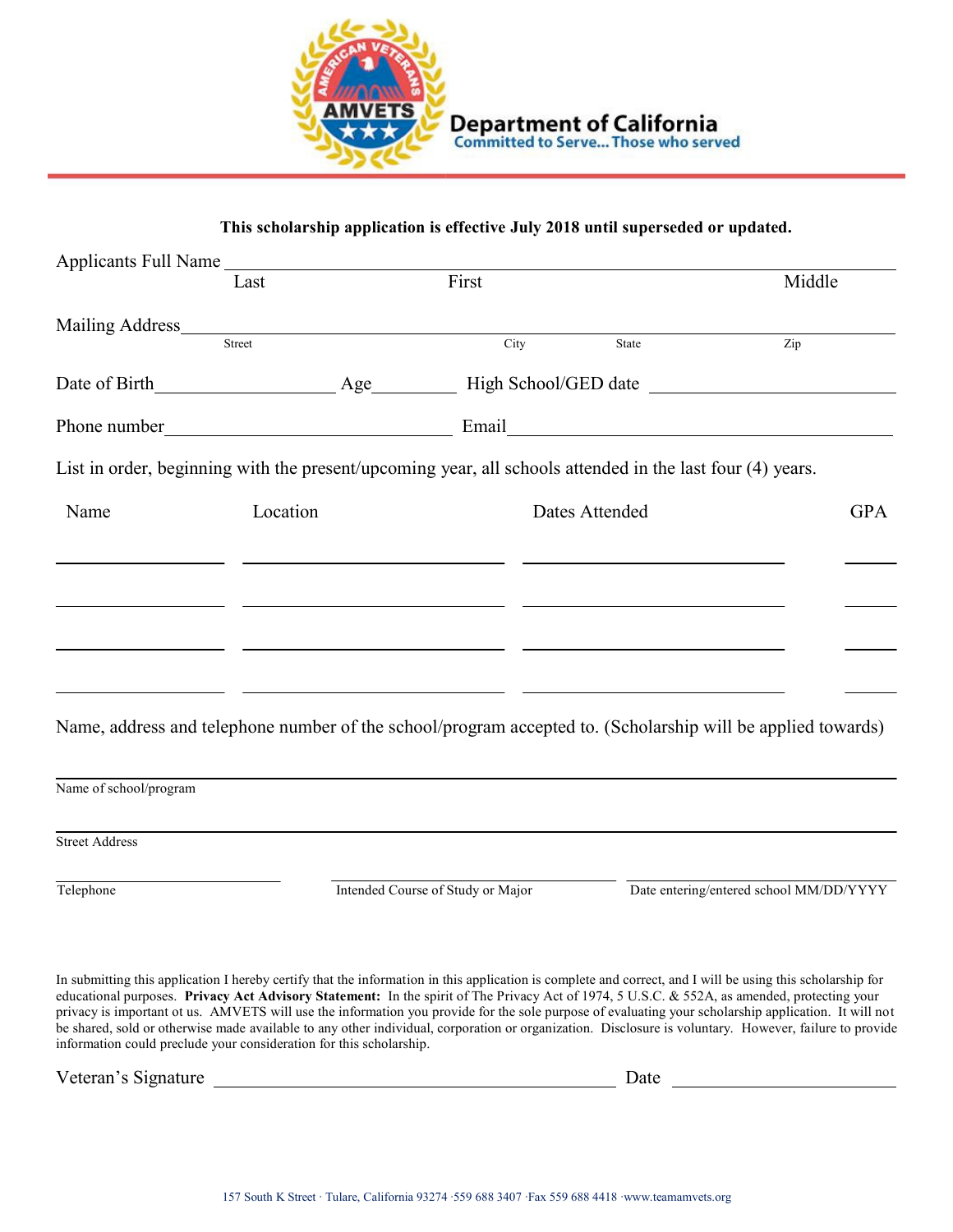AMVETS

**Department of California**
Committed to Serve... Those who served

**This scholarship application is effective July 2018 until superseded or updated.**

Applicants Full Name ____________________________________________

Last First Middle

Mailing Address ____________________________________________

Street City State Zip

Date of Birth ____________ Age ______ High School/GED date ____________

Phone number ____________________ Email ____________________

List in order, beginning with the present/upcoming year, all schools attended in the last four (4) years.

| Name | Location | Dates Attended | GPA |
|---|---|---|---|
| | | | |
| | | | |
| | | | |
| | | | |

Name, address and telephone number of the school/program accepted to. (Scholarship will be applied towards)

____________________________________________

Name of school/program

____________________________________________

Street Address

____________ ____________ ____________

Telephone | Intended Course of Study or Major | Date entering/entered school MM/DD/YYYY

In submitting this application I hereby certify that the information in this application is complete and correct, and I will be using this scholarship for educational purposes. **Privacy Act Advisory Statement:** In the spirit of The Privacy Act of 1974, 5 U.S.C. & 552A, as amended, protecting your privacy is important ot us. AMVETS will use the information you provide for the sole purpose of evaluating your scholarship application. It will not be shared, sold or otherwise made available to any other individual, corporation or organization. Disclosure is voluntary. However, failure to provide information could preclude your consideration for this scholarship.

Veteran's Signature ______________________________ Date ____________

157 South K Street · Tulare, California 93274 ·559 688 3407 ·Fax 559 688 4418 ·www.teamamvets.org